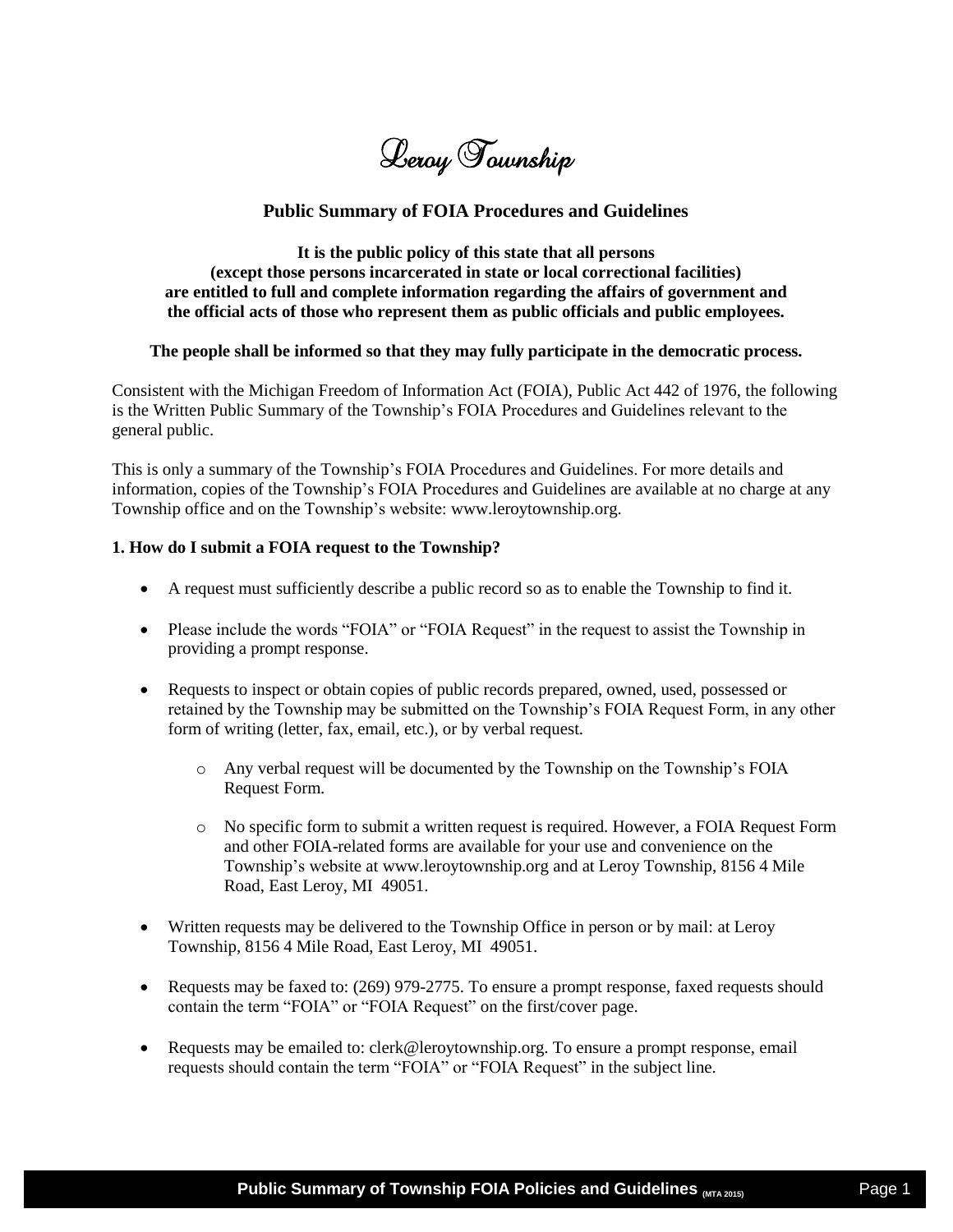# Leroy Township

## Public Summary of FOIA Procedures and Guidelines

**It is the public policy of this state that all persons (except those persons incarcerated in state or local correctional facilities) are entitled to full and complete information regarding the affairs of government and the official acts of those who represent them as public officials and public employees.**

**The people shall be informed so that they may fully participate in the democratic process.**

Consistent with the Michigan Freedom of Information Act (FOIA), Public Act 442 of 1976, the following is the Written Public Summary of the Township's FOIA Procedures and Guidelines relevant to the general public.

This is only a summary of the Township's FOIA Procedures and Guidelines. For more details and information, copies of the Township's FOIA Procedures and Guidelines are available at no charge at any Township office and on the Township's website: www.leroytownship.org.

### 1. How do I submit a FOIA request to the Township?

- A request must sufficiently describe a public record so as to enable the Township to find it.
- Please include the words "FOIA" or "FOIA Request" in the request to assist the Township in providing a prompt response.
- Requests to inspect or obtain copies of public records prepared, owned, used, possessed or retained by the Township may be submitted on the Township's FOIA Request Form, in any other form of writing (letter, fax, email, etc.), or by verbal request.
    - Any verbal request will be documented by the Township on the Township's FOIA Request Form.
    - No specific form to submit a written request is required. However, a FOIA Request Form and other FOIA-related forms are available for your use and convenience on the Township's website at www.leroytownship.org and at Leroy Township, 8156 4 Mile Road, East Leroy, MI 49051.
- Written requests may be delivered to the Township Office in person or by mail: at Leroy Township, 8156 4 Mile Road, East Leroy, MI 49051.
- Requests may be faxed to: (269) 979-2775. To ensure a prompt response, faxed requests should contain the term "FOIA" or "FOIA Request" on the first/cover page.
- Requests may be emailed to: clerk@leroytownship.org. To ensure a prompt response, email requests should contain the term "FOIA" or "FOIA Request" in the subject line.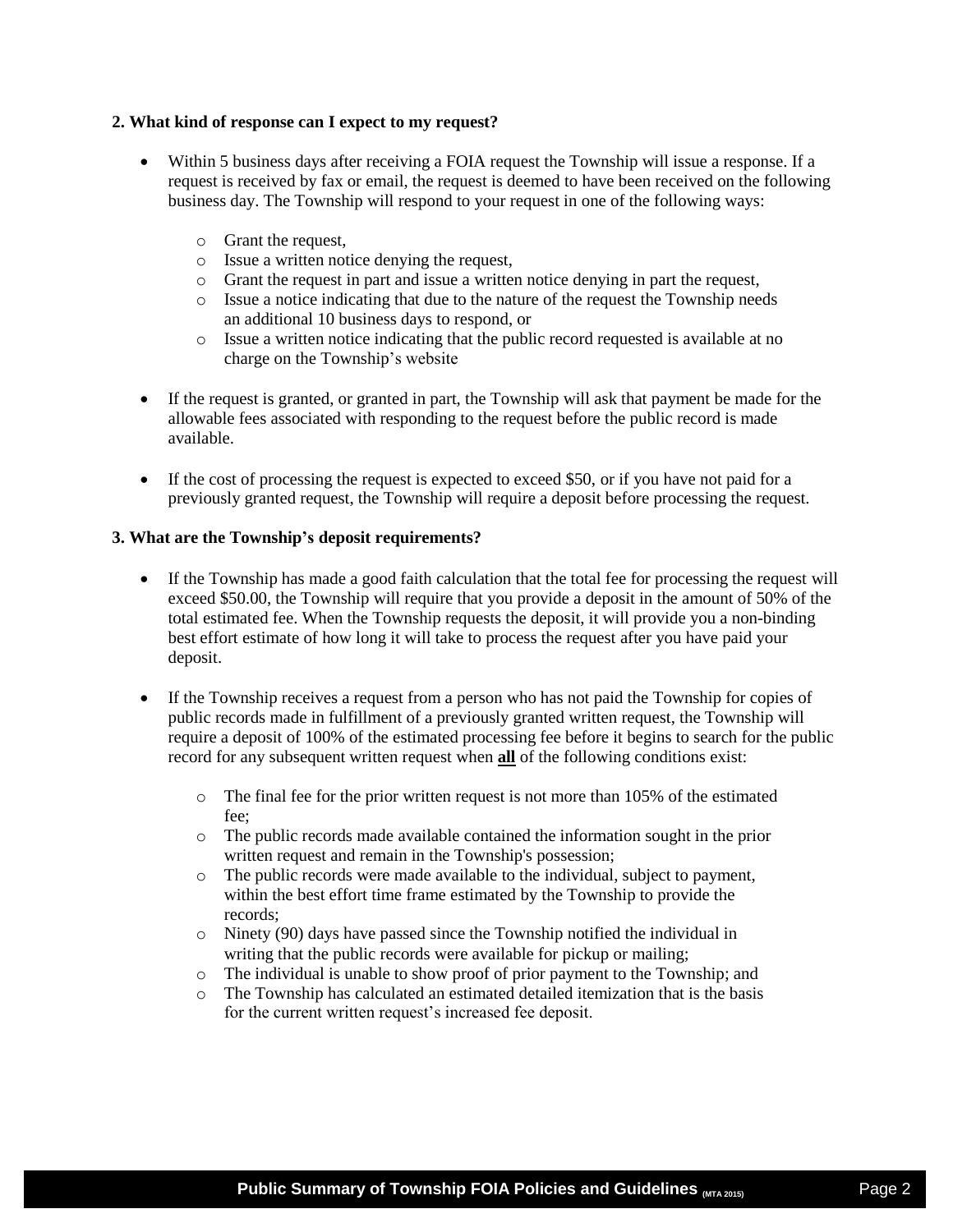### 2. What kind of response can I expect to my request?

- Within 5 business days after receiving a FOIA request the Township will issue a response. If a request is received by fax or email, the request is deemed to have been received on the following business day. The Township will respond to your request in one of the following ways:
  - Grant the request,
  - Issue a written notice denying the request,
  - Grant the request in part and issue a written notice denying in part the request,
  - Issue a notice indicating that due to the nature of the request the Township needs an additional 10 business days to respond, or
  - Issue a written notice indicating that the public record requested is available at no charge on the Township's website
- If the request is granted, or granted in part, the Township will ask that payment be made for the allowable fees associated with responding to the request before the public record is made available.
- If the cost of processing the request is expected to exceed $50, or if you have not paid for a previously granted request, the Township will require a deposit before processing the request.

### 3. What are the Township's deposit requirements?

- If the Township has made a good faith calculation that the total fee for processing the request will exceed $50.00, the Township will require that you provide a deposit in the amount of 50% of the total estimated fee. When the Township requests the deposit, it will provide you a non-binding best effort estimate of how long it will take to process the request after you have paid your deposit.
- If the Township receives a request from a person who has not paid the Township for copies of public records made in fulfillment of a previously granted written request, the Township will require a deposit of 100% of the estimated processing fee before it begins to search for the public record for any subsequent written request when **all** of the following conditions exist:
  - The final fee for the prior written request is not more than 105% of the estimated fee;
  - The public records made available contained the information sought in the prior written request and remain in the Township's possession;
  - The public records were made available to the individual, subject to payment, within the best effort time frame estimated by the Township to provide the records;
  - Ninety (90) days have passed since the Township notified the individual in writing that the public records were available for pickup or mailing;
  - The individual is unable to show proof of prior payment to the Township; and
  - The Township has calculated an estimated detailed itemization that is the basis for the current written request's increased fee deposit.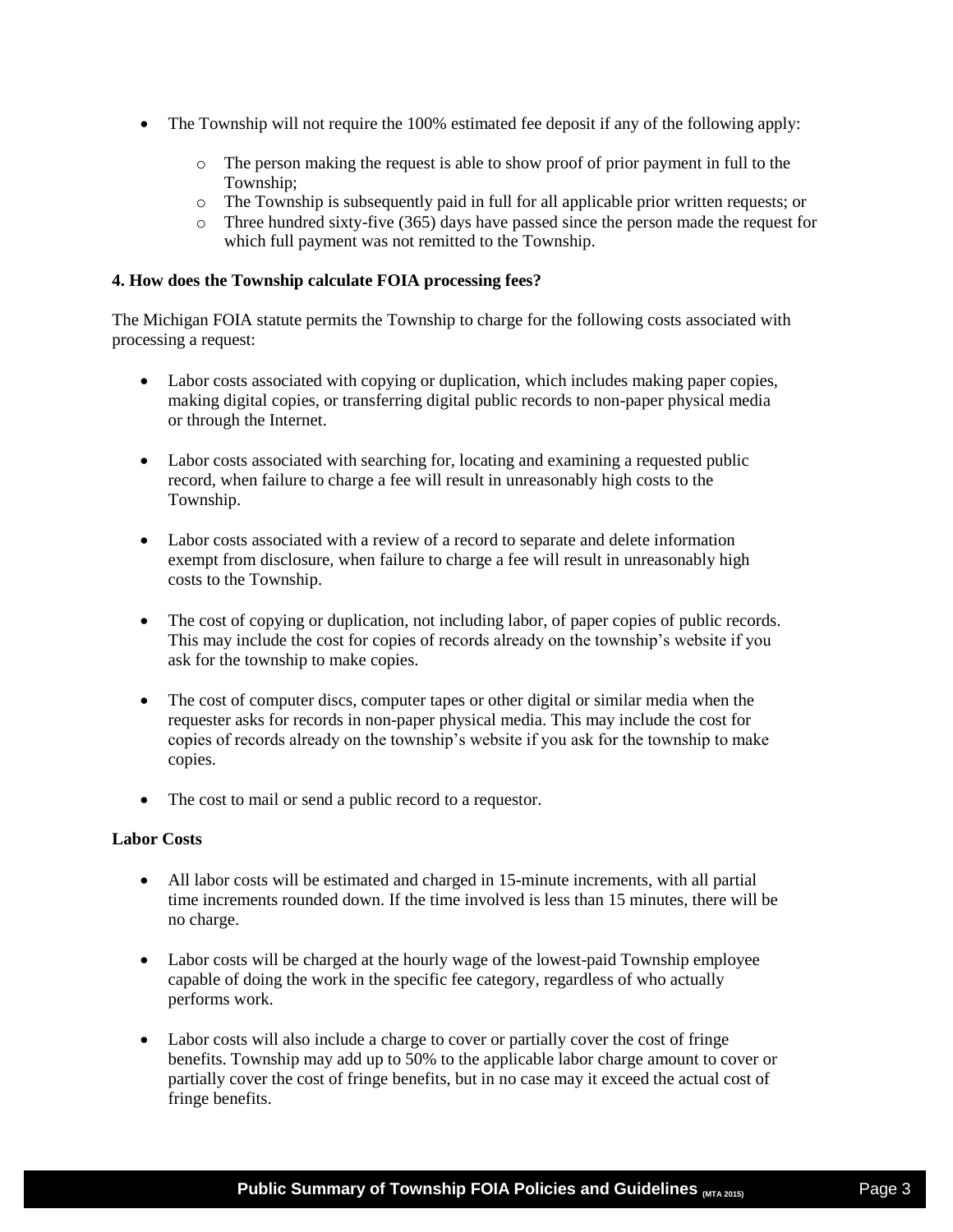- The Township will not require the 100% estimated fee deposit if any of the following apply:
  - The person making the request is able to show proof of prior payment in full to the Township;
  - The Township is subsequently paid in full for all applicable prior written requests; or
  - Three hundred sixty-five (365) days have passed since the person made the request for which full payment was not remitted to the Township.

**4. How does the Township calculate FOIA processing fees?**

The Michigan FOIA statute permits the Township to charge for the following costs associated with processing a request:

- Labor costs associated with copying or duplication, which includes making paper copies, making digital copies, or transferring digital public records to non-paper physical media or through the Internet.

- Labor costs associated with searching for, locating and examining a requested public record, when failure to charge a fee will result in unreasonably high costs to the Township.

- Labor costs associated with a review of a record to separate and delete information exempt from disclosure, when failure to charge a fee will result in unreasonably high costs to the Township.

- The cost of copying or duplication, not including labor, of paper copies of public records. This may include the cost for copies of records already on the township's website if you ask for the township to make copies.

- The cost of computer discs, computer tapes or other digital or similar media when the requester asks for records in non-paper physical media. This may include the cost for copies of records already on the township's website if you ask for the township to make copies.

- The cost to mail or send a public record to a requestor.

**Labor Costs**

- All labor costs will be estimated and charged in 15-minute increments, with all partial time increments rounded down. If the time involved is less than 15 minutes, there will be no charge.

- Labor costs will be charged at the hourly wage of the lowest-paid Township employee capable of doing the work in the specific fee category, regardless of who actually performs work.

- Labor costs will also include a charge to cover or partially cover the cost of fringe benefits. Township may add up to 50% to the applicable labor charge amount to cover or partially cover the cost of fringe benefits, but in no case may it exceed the actual cost of fringe benefits.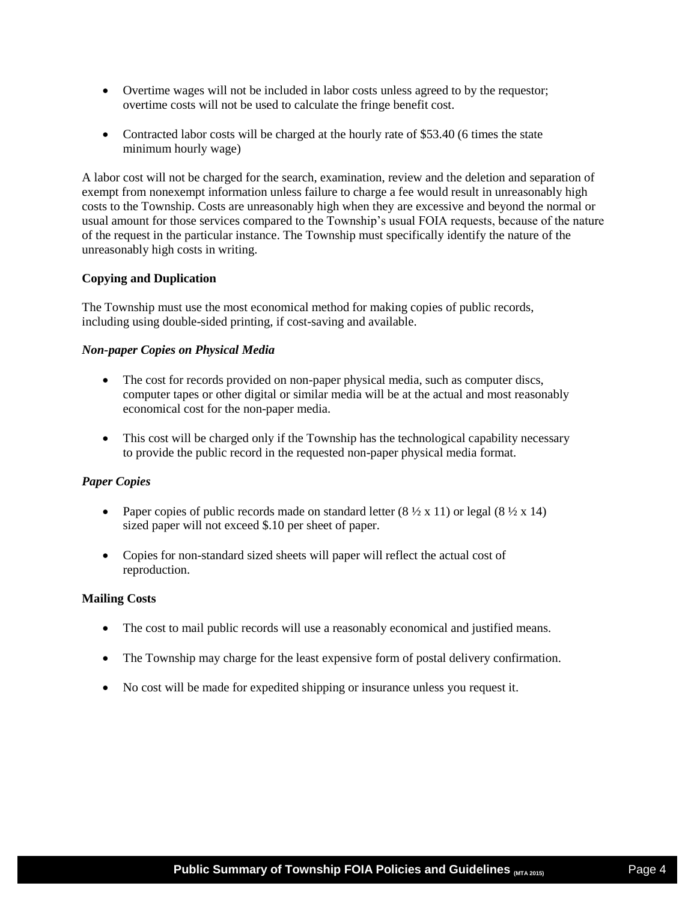- Overtime wages will not be included in labor costs unless agreed to by the requestor; overtime costs will not be used to calculate the fringe benefit cost.
- Contracted labor costs will be charged at the hourly rate of $53.40 (6 times the state minimum hourly wage)

A labor cost will not be charged for the search, examination, review and the deletion and separation of exempt from nonexempt information unless failure to charge a fee would result in unreasonably high costs to the Township. Costs are unreasonably high when they are excessive and beyond the normal or usual amount for those services compared to the Township's usual FOIA requests, because of the nature of the request in the particular instance. The Township must specifically identify the nature of the unreasonably high costs in writing.

**Copying and Duplication**

The Township must use the most economical method for making copies of public records, including using double-sided printing, if cost-saving and available.

***Non-paper Copies on Physical Media***

- The cost for records provided on non-paper physical media, such as computer discs, computer tapes or other digital or similar media will be at the actual and most reasonably economical cost for the non-paper media.
- This cost will be charged only if the Township has the technological capability necessary to provide the public record in the requested non-paper physical media format.

***Paper Copies***

- Paper copies of public records made on standard letter (8 ½ x 11) or legal (8 ½ x 14) sized paper will not exceed $.10 per sheet of paper.
- Copies for non-standard sized sheets will paper will reflect the actual cost of reproduction.

**Mailing Costs**

- The cost to mail public records will use a reasonably economical and justified means.
- The Township may charge for the least expensive form of postal delivery confirmation.
- No cost will be made for expedited shipping or insurance unless you request it.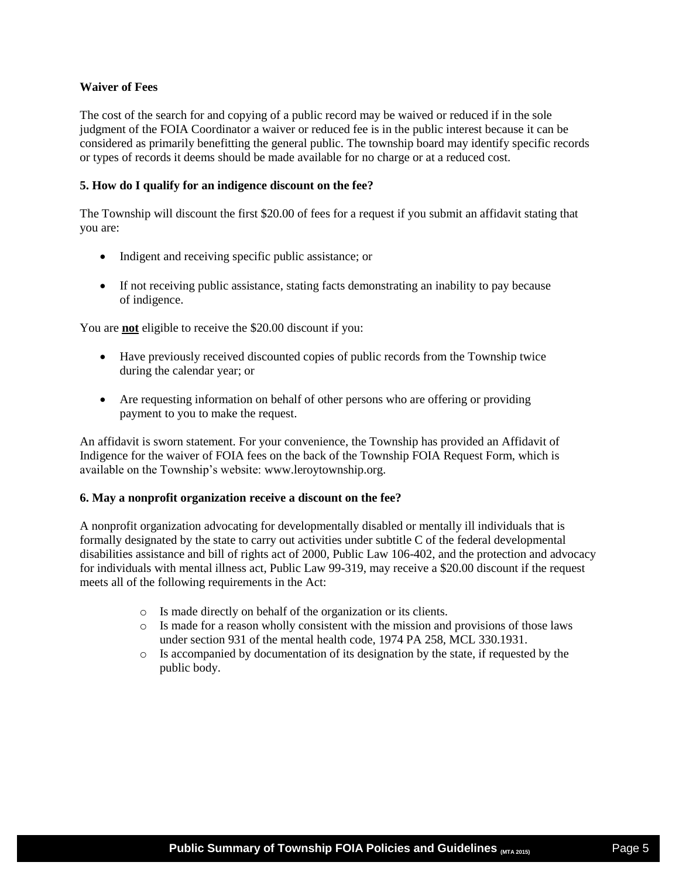**Waiver of Fees**

The cost of the search for and copying of a public record may be waived or reduced if in the sole judgment of the FOIA Coordinator a waiver or reduced fee is in the public interest because it can be considered as primarily benefitting the general public. The township board may identify specific records or types of records it deems should be made available for no charge or at a reduced cost.

**5. How do I qualify for an indigence discount on the fee?**

The Township will discount the first $20.00 of fees for a request if you submit an affidavit stating that you are:

- Indigent and receiving specific public assistance; or
- If not receiving public assistance, stating facts demonstrating an inability to pay because of indigence.

You are **not** eligible to receive the $20.00 discount if you:

- Have previously received discounted copies of public records from the Township twice during the calendar year; or
- Are requesting information on behalf of other persons who are offering or providing payment to you to make the request.

An affidavit is sworn statement. For your convenience, the Township has provided an Affidavit of Indigence for the waiver of FOIA fees on the back of the Township FOIA Request Form, which is available on the Township's website: www.leroytownship.org.

**6. May a nonprofit organization receive a discount on the fee?**

A nonprofit organization advocating for developmentally disabled or mentally ill individuals that is formally designated by the state to carry out activities under subtitle C of the federal developmental disabilities assistance and bill of rights act of 2000, Public Law 106-402, and the protection and advocacy for individuals with mental illness act, Public Law 99-319, may receive a $20.00 discount if the request meets all of the following requirements in the Act:

- Is made directly on behalf of the organization or its clients.
- Is made for a reason wholly consistent with the mission and provisions of those laws under section 931 of the mental health code, 1974 PA 258, MCL 330.1931.
- Is accompanied by documentation of its designation by the state, if requested by the public body.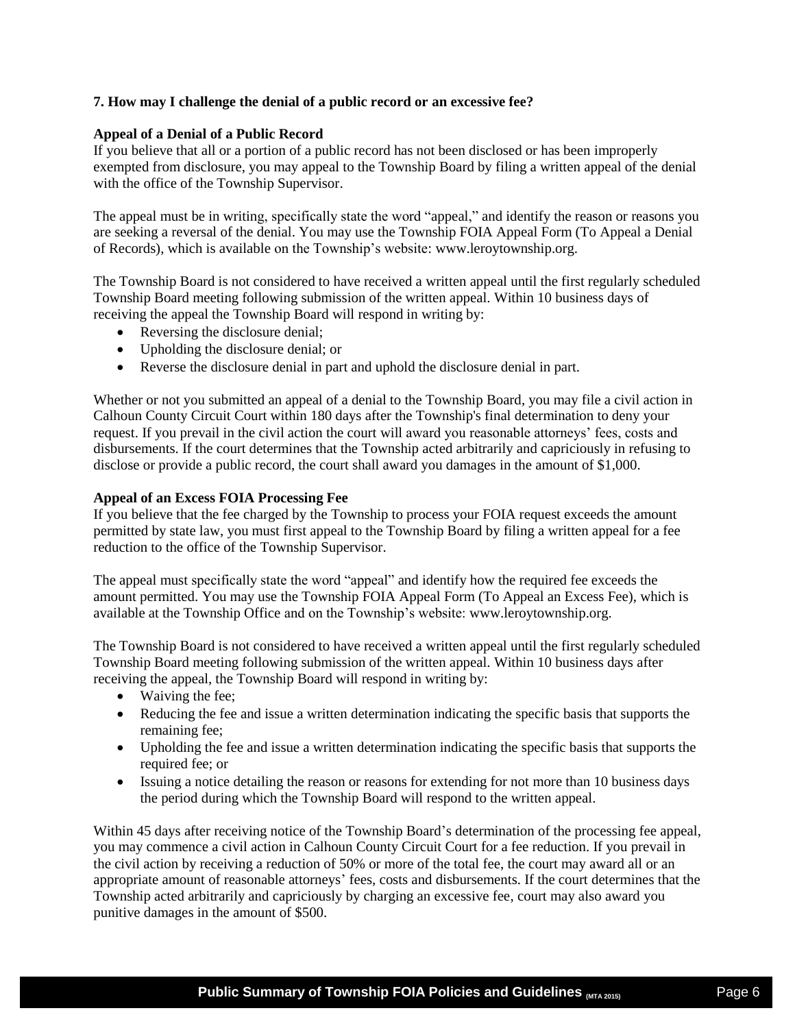### 7. How may I challenge the denial of a public record or an excessive fee?

**Appeal of a Denial of a Public Record**

If you believe that all or a portion of a public record has not been disclosed or has been improperly exempted from disclosure, you may appeal to the Township Board by filing a written appeal of the denial with the office of the Township Supervisor.

The appeal must be in writing, specifically state the word "appeal," and identify the reason or reasons you are seeking a reversal of the denial. You may use the Township FOIA Appeal Form (To Appeal a Denial of Records), which is available on the Township's website: www.leroytownship.org.

The Township Board is not considered to have received a written appeal until the first regularly scheduled Township Board meeting following submission of the written appeal. Within 10 business days of receiving the appeal the Township Board will respond in writing by:

- Reversing the disclosure denial;
- Upholding the disclosure denial; or
- Reverse the disclosure denial in part and uphold the disclosure denial in part.

Whether or not you submitted an appeal of a denial to the Township Board, you may file a civil action in Calhoun County Circuit Court within 180 days after the Township's final determination to deny your request. If you prevail in the civil action the court will award you reasonable attorneys' fees, costs and disbursements. If the court determines that the Township acted arbitrarily and capriciously in refusing to disclose or provide a public record, the court shall award you damages in the amount of $1,000.

**Appeal of an Excess FOIA Processing Fee**

If you believe that the fee charged by the Township to process your FOIA request exceeds the amount permitted by state law, you must first appeal to the Township Board by filing a written appeal for a fee reduction to the office of the Township Supervisor.

The appeal must specifically state the word "appeal" and identify how the required fee exceeds the amount permitted. You may use the Township FOIA Appeal Form (To Appeal an Excess Fee), which is available at the Township Office and on the Township's website: www.leroytownship.org.

The Township Board is not considered to have received a written appeal until the first regularly scheduled Township Board meeting following submission of the written appeal. Within 10 business days after receiving the appeal, the Township Board will respond in writing by:

- Waiving the fee;
- Reducing the fee and issue a written determination indicating the specific basis that supports the remaining fee;
- Upholding the fee and issue a written determination indicating the specific basis that supports the required fee; or
- Issuing a notice detailing the reason or reasons for extending for not more than 10 business days the period during which the Township Board will respond to the written appeal.

Within 45 days after receiving notice of the Township Board's determination of the processing fee appeal, you may commence a civil action in Calhoun County Circuit Court for a fee reduction. If you prevail in the civil action by receiving a reduction of 50% or more of the total fee, the court may award all or an appropriate amount of reasonable attorneys' fees, costs and disbursements. If the court determines that the Township acted arbitrarily and capriciously by charging an excessive fee, court may also award you punitive damages in the amount of $500.